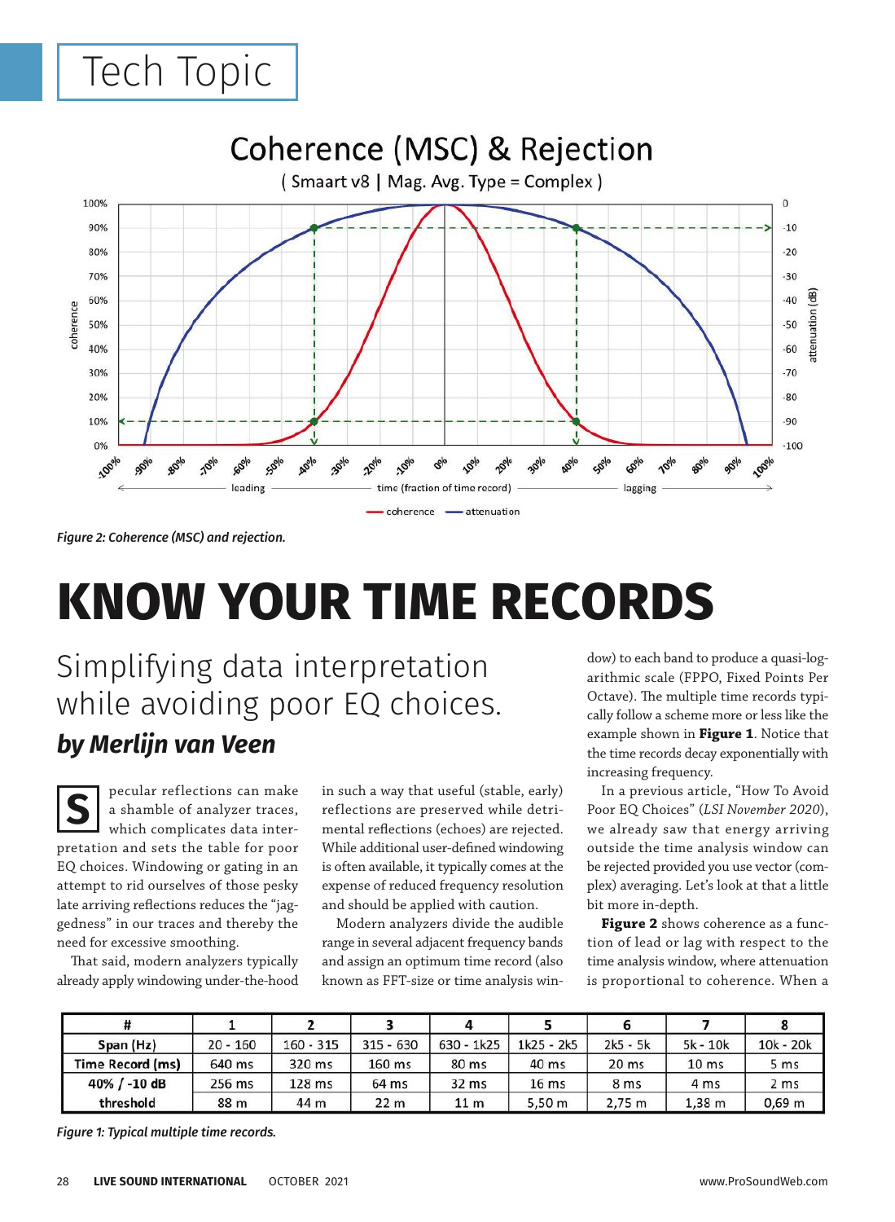Figure 2: Coherence (MSC) and rejection.

# KNOW YOUR TIME RECORDS

## Simplifying data interpretation while avoiding poor EQ choices.

### *by Merlijn van Veen*

Specular reflections can make a shamble of analyzer traces, which complicates data interpretation and sets the table for poor EQ choices. Windowing or gating in an attempt to rid ourselves of those pesky late arriving reflections reduces the "jaggedness" in our traces and thereby the need for excessive smoothing.

That said, modern analyzers typically already apply windowing under-the-hood in such a way that useful (stable, early) reflections are preserved while detrimental reflections (echoes) are rejected. While additional user-defined windowing is often available, it typically comes at the expense of reduced frequency resolution and should be applied with caution.

Modern analyzers divide the audible range in several adjacent frequency bands and assign an optimum time record (also known as FFT-size or time analysis window) to each band to produce a quasi-logarithmic scale (FPPO, Fixed Points Per Octave). The multiple time records typically follow a scheme more or less like the example shown in **Figure 1**. Notice that the time records decay exponentially with increasing frequency.

In a previous article, "How To Avoid Poor EQ Choices" (*LSI November 2020*), we already saw that energy arriving outside the time analysis window can be rejected provided you use vector (complex) averaging. Let's look at that a little bit more in-depth.

**Figure 2** shows coherence as a function of lead or lag with respect to the time analysis window, where attenuation is proportional to coherence. When a

| # | 1 | 2 | 3 | 4 | 5 | 6 | 7 | 8 |
|---|---|---|---|---|---|---|---|---|
| Span (Hz) | 20 - 160 | 160 - 315 | 315 - 630 | 630 - 1k25 | 1k25 - 2k5 | 2k5 - 5k | 5k - 10k | 10k - 20k |
| Time Record (ms) | 640 ms | 320 ms | 160 ms | 80 ms | 40 ms | 20 ms | 10 ms | 5 ms |
| 40% / -10 dB | 256 ms | 128 ms | 64 ms | 32 ms | 16 ms | 8 ms | 4 ms | 2 ms |
| threshold | 88 m | 44 m | 22 m | 11 m | 5,50 m | 2,75 m | 1,38 m | 0,69 m |

Figure 1: Typical multiple time records.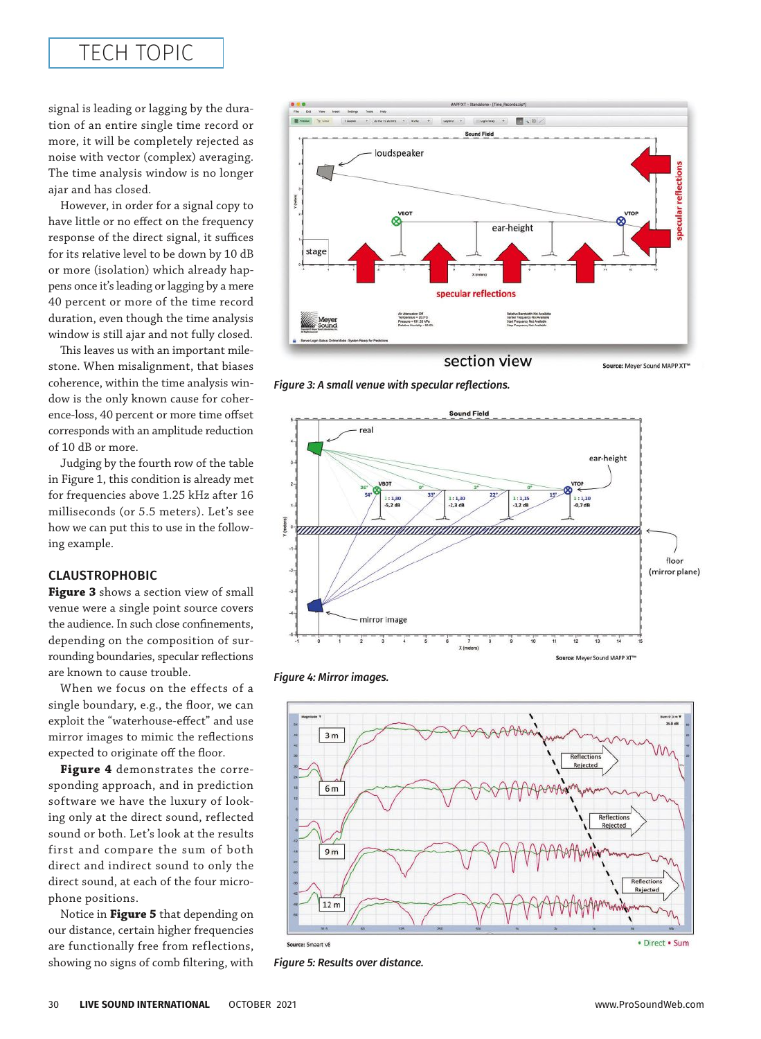signal is leading or lagging by the duration of an entire single time record or more, it will be completely rejected as noise with vector (complex) averaging. The time analysis window is no longer ajar and has closed.

However, in order for a signal copy to have little or no effect on the frequency response of the direct signal, it suffices for its relative level to be down by 10 dB or more (isolation) which already happens once it's leading or lagging by a mere 40 percent or more of the time record duration, even though the time analysis window is still ajar and not fully closed.

This leaves us with an important milestone. When misalignment, that biases coherence, within the time analysis window is the only known cause for coherence-loss, 40 percent or more time offset corresponds with an amplitude reduction of 10 dB or more.

Judging by the fourth row of the table in Figure 1, this condition is already met for frequencies above 1.25 kHz after 16 milliseconds (or 5.5 meters). Let's see how we can put this to use in the following example.

## CLAUSTROPHOBIC

**Figure 3** shows a section view of small venue were a single point source covers the audience. In such close confinements, depending on the composition of surrounding boundaries, specular reflections are known to cause trouble.

When we focus on the effects of a single boundary, e.g., the floor, we can exploit the "waterhouse-effect" and use mirror images to mimic the reflections expected to originate off the floor.

**Figure 4** demonstrates the corresponding approach, and in prediction software we have the luxury of looking only at the direct sound, reflected sound or both. Let's look at the results first and compare the sum of both direct and indirect sound to only the direct sound, at each of the four microphone positions.

Notice in **Figure 5** that depending on our distance, certain higher frequencies are functionally free from reflections, showing no signs of comb filtering, with

*Figure 3: A small venue with specular reflections.*

*Figure 4: Mirror images.*

*Figure 5: Results over distance.*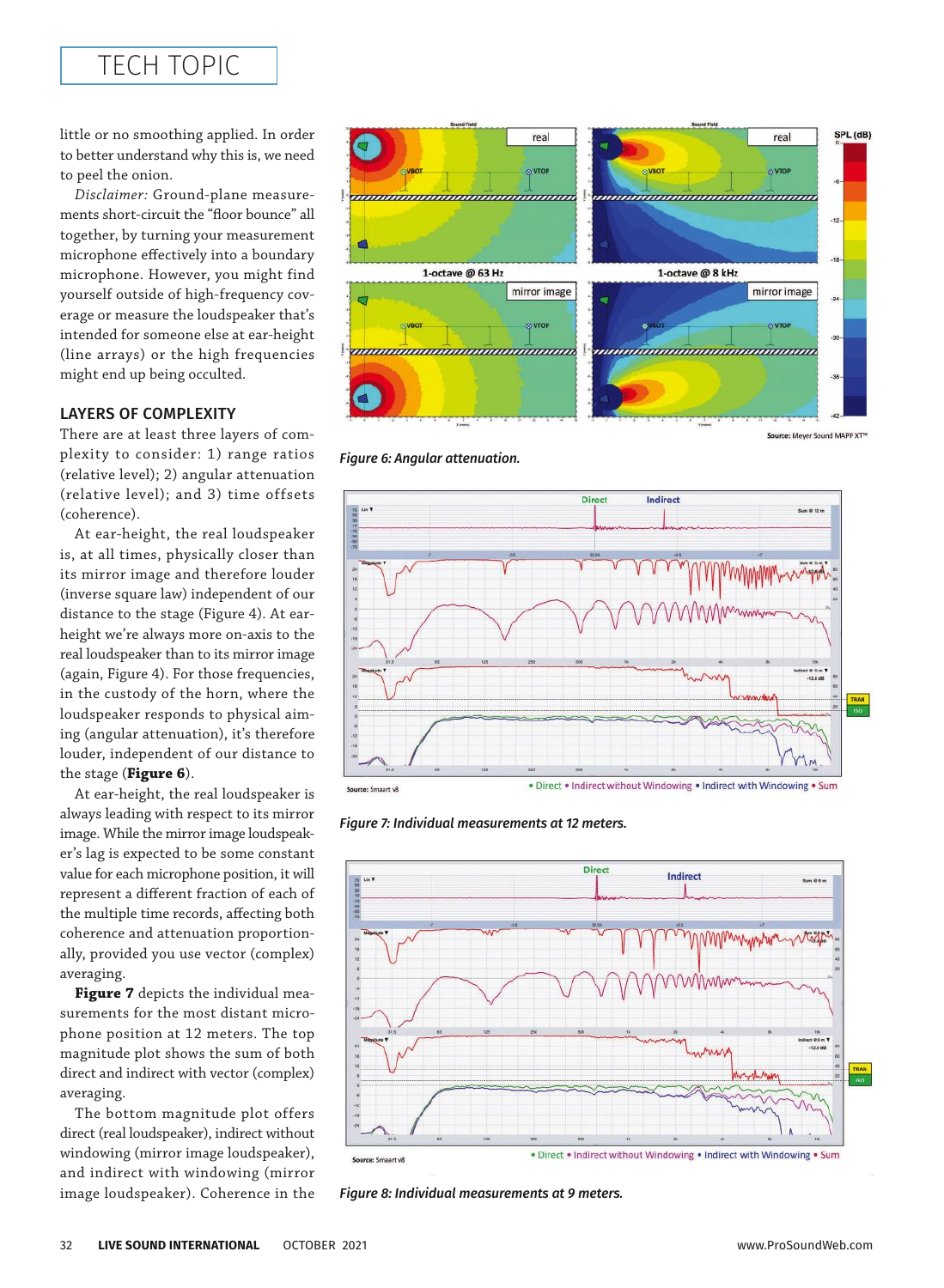little or no smoothing applied. In order to better understand why this is, we need to peel the onion.

*Disclaimer:* Ground-plane measurements short-circuit the "floor bounce" all together, by turning your measurement microphone effectively into a boundary microphone. However, you might find yourself outside of high-frequency coverage or measure the loudspeaker that's intended for someone else at ear-height (line arrays) or the high frequencies might end up being occulted.

### LAYERS OF COMPLEXITY

There are at least three layers of complexity to consider: 1) range ratios (relative level); 2) angular attenuation (relative level); and 3) time offsets (coherence).

At ear-height, the real loudspeaker is, at all times, physically closer than its mirror image and therefore louder (inverse square law) independent of our distance to the stage (Figure 4). At ear-height we're always more on-axis to the real loudspeaker than to its mirror image (again, Figure 4). For those frequencies, in the custody of the horn, where the loudspeaker responds to physical aiming (angular attenuation), it's therefore louder, independent of our distance to the stage (**Figure 6**).

At ear-height, the real loudspeaker is always leading with respect to its mirror image. While the mirror image loudspeaker's lag is expected to be some constant value for each microphone position, it will represent a different fraction of each of the multiple time records, affecting both coherence and attenuation proportionally, provided you use vector (complex) averaging.

**Figure 7** depicts the individual measurements for the most distant microphone position at 12 meters. The top magnitude plot shows the sum of both direct and indirect with vector (complex) averaging.

The bottom magnitude plot offers direct (real loudspeaker), indirect without windowing (mirror image loudspeaker), and indirect with windowing (mirror image loudspeaker). Coherence in the

*Figure 6: Angular attenuation.*

*Figure 7: Individual measurements at 12 meters.*

*Figure 8: Individual measurements at 9 meters.*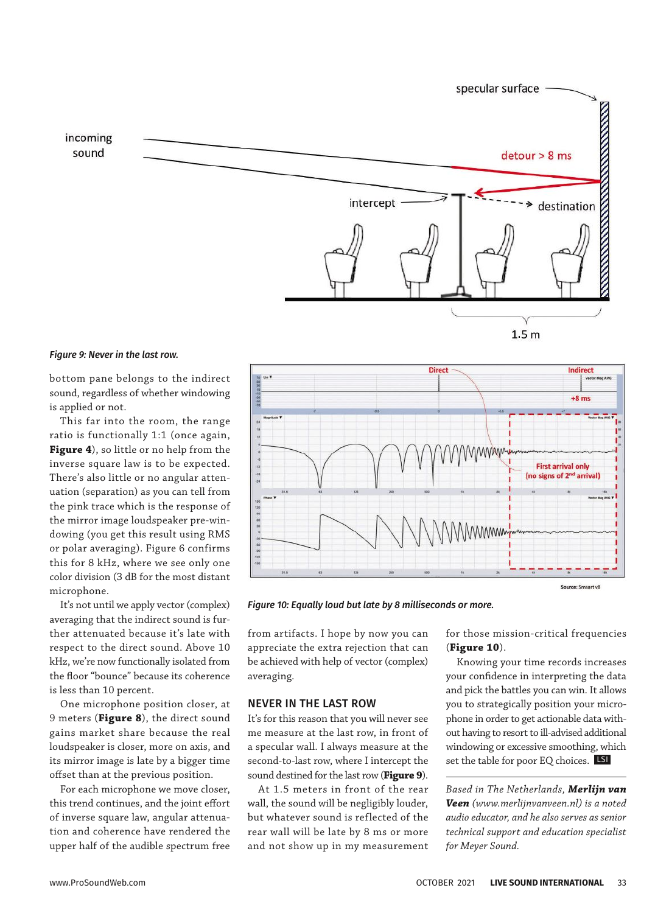specular surface

incoming sound

detour > 8 ms

intercept

destination

1.5 m

*Figure 9: Never in the last row.*

bottom pane belongs to the indirect sound, regardless of whether windowing is applied or not.

This far into the room, the range ratio is functionally 1:1 (once again, **Figure 4**), so little or no help from the inverse square law is to be expected. There's also little or no angular attenuation (separation) as you can tell from the pink trace which is the response of the mirror image loudspeaker pre-windowing (you get this result using RMS or polar averaging). Figure 6 confirms this for 8 kHz, where we see only one color division (3 dB for the most distant microphone.

It's not until we apply vector (complex) averaging that the indirect sound is further attenuated because it's late with respect to the direct sound. Above 10 kHz, we're now functionally isolated from the floor "bounce" because its coherence is less than 10 percent.

One microphone position closer, at 9 meters (**Figure 8**), the direct sound gains market share because the real loudspeaker is closer, more on axis, and its mirror image is late by a bigger time offset than at the previous position.

For each microphone we move closer, this trend continues, and the joint effort of inverse square law, angular attenuation and coherence have rendered the upper half of the audible spectrum free from artifacts. I hope by now you can appreciate the extra rejection that can be achieved with help of vector (complex) averaging.

Direct

Indirect

+8 ms

First arrival only
(no signs of 2nd arrival)

Source: Smaart v8

*Figure 10: Equally loud but late by 8 milliseconds or more.*

## NEVER IN THE LAST ROW

It's for this reason that you will never see me measure at the last row, in front of a specular wall. I always measure at the second-to-last row, where I intercept the sound destined for the last row (**Figure 9**).

At 1.5 meters in front of the rear wall, the sound will be negligibly louder, but whatever sound is reflected of the rear wall will be late by 8 ms or more and not show up in my measurement for those mission-critical frequencies (**Figure 10**).

Knowing your time records increases your confidence in interpreting the data and pick the battles you can win. It allows you to strategically position your microphone in order to get actionable data without having to resort to ill-advised additional windowing or excessive smoothing, which set the table for poor EQ choices. LSI

---

*Based in The Netherlands, **Merlijn van Veen** (www.merlijnvanveen.nl) is a noted audio educator, and he also serves as senior technical support and education specialist for Meyer Sound.*